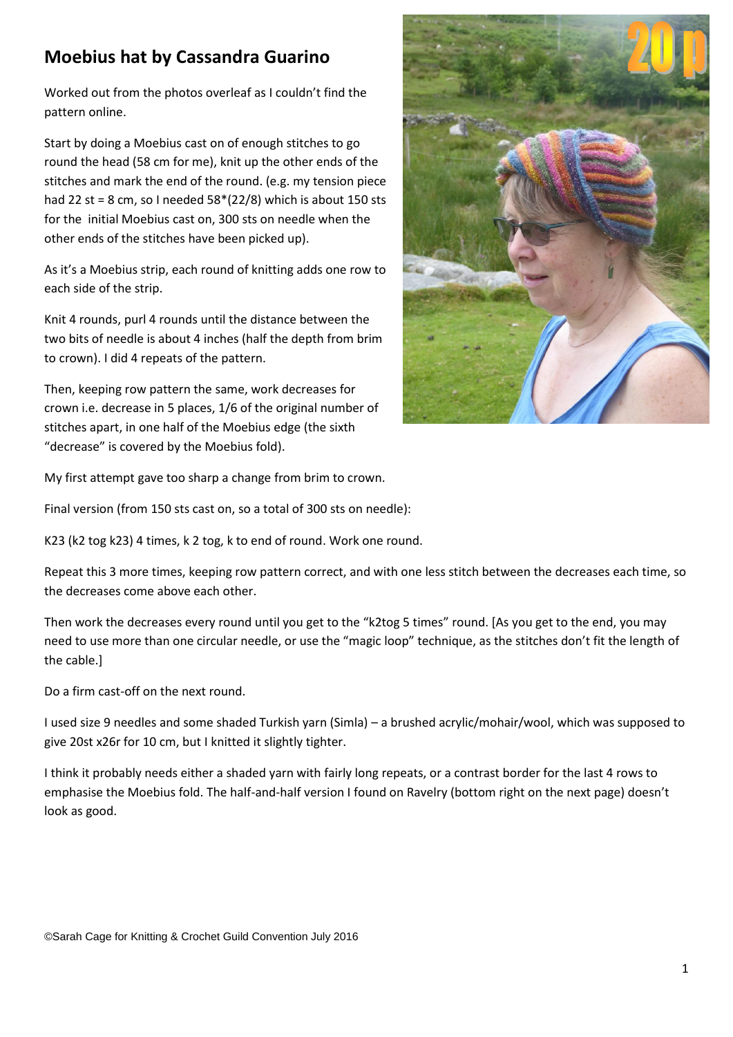## Moebius hat by Cassandra Guarino

Worked out from the photos overleaf as I couldn't find the pattern online.

Start by doing a Moebius cast on of enough stitches to go round the head (58 cm for me), knit up the other ends of the stitches and mark the end of the round. (e.g. my tension piece had 22 st = 8 cm, so I needed 58*(22/8) which is about 150 sts for the initial Moebius cast on, 300 sts on needle when the other ends of the stitches have been picked up).

As it's a Moebius strip, each round of knitting adds one row to each side of the strip.

Knit 4 rounds, purl 4 rounds until the distance between the two bits of needle is about 4 inches (half the depth from brim to crown). I did 4 repeats of the pattern.

Then, keeping row pattern the same, work decreases for crown i.e. decrease in 5 places, 1/6 of the original number of stitches apart, in one half of the Moebius edge (the sixth "decrease" is covered by the Moebius fold).

My first attempt gave too sharp a change from brim to crown.

Final version (from 150 sts cast on, so a total of 300 sts on needle):

K23 (k2 tog k23) 4 times, k 2 tog, k to end of round. Work one round.

Repeat this 3 more times, keeping row pattern correct, and with one less stitch between the decreases each time, so the decreases come above each other.

Then work the decreases every round until you get to the "k2tog 5 times" round. [As you get to the end, you may need to use more than one circular needle, or use the "magic loop" technique, as the stitches don't fit the length of the cable.]

Do a firm cast-off on the next round.

I used size 9 needles and some shaded Turkish yarn (Simla) – a brushed acrylic/mohair/wool, which was supposed to give 20st x26r for 10 cm, but I knitted it slightly tighter.

I think it probably needs either a shaded yarn with fairly long repeats, or a contrast border for the last 4 rows to emphasise the Moebius fold. The half-and-half version I found on Ravelry (bottom right on the next page) doesn't look as good.

©Sarah Cage for Knitting & Crochet Guild Convention July 2016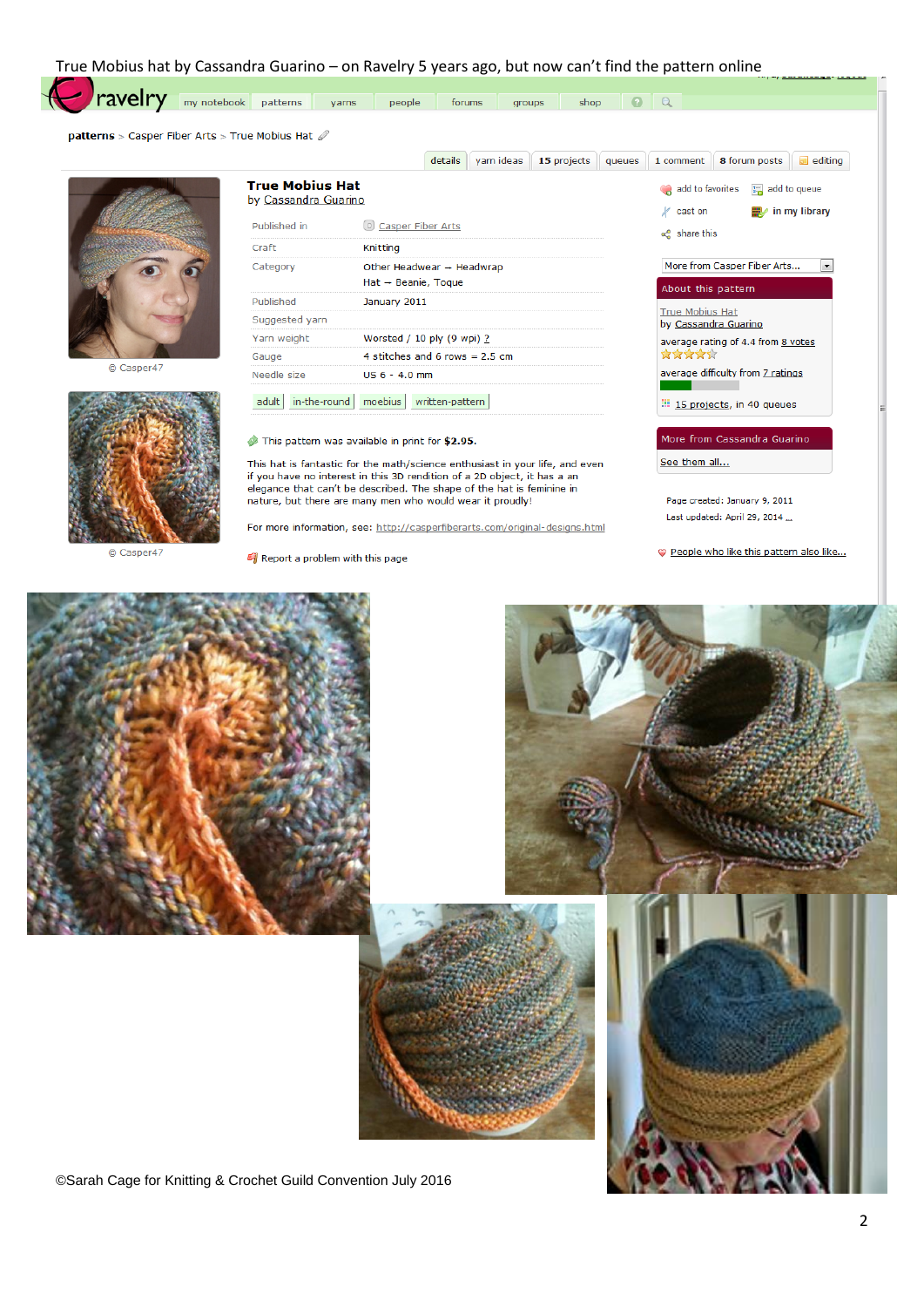True Mobius hat by Cassandra Guarino – on Ravelry 5 years ago, but now can't find the pattern online

ravelry | my notebook | patterns | yarns | people | forums | groups | shop

patterns > Casper Fiber Arts > True Mobius Hat

details | yarn ideas | 15 projects | queues | 1 comment | 8 forum posts | editing

© Casper47

© Casper47

**True Mobius Hat**
by Cassandra Guarino

| | |
|---|---|
| Published in | Casper Fiber Arts |
| Craft | Knitting |
| Category | Other Headwear → Headwrap<br>Hat → Beanie, Toque |
| Published | January 2011 |
| Suggested yarn | |
| Yarn weight | Worsted / 10 ply (9 wpi) ? |
| Gauge | 4 stitches and 6 rows = 2.5 cm |
| Needle size | US 6 - 4.0 mm |

adult | in-the-round | moebius | written-pattern

This pattern was available in print for **$2.95.**

This hat is fantastic for the math/science enthusiast in your life, and even if you have no interest in this 3D rendition of a 2D object, it has a an elegance that can't be described. The shape of the hat is feminine in nature, but there are many men who would wear it proudly!

For more information, see: http://casperfiberarts.com/original-designs.html

Report a problem with this page

add to favorites | add to queue
cast on | in my library
share this

More from Casper Fiber Arts...

**About this pattern**

True Mobius Hat
by Cassandra Guarino
average rating of 4.4 from 8 votes
average difficulty from 7 ratings
15 projects, in 40 queues

**More from Cassandra Guarino**

See them all...

Page created: January 9, 2011
Last updated: April 29, 2014 ...

People who like this pattern also like...

©Sarah Cage for Knitting & Crochet Guild Convention July 2016